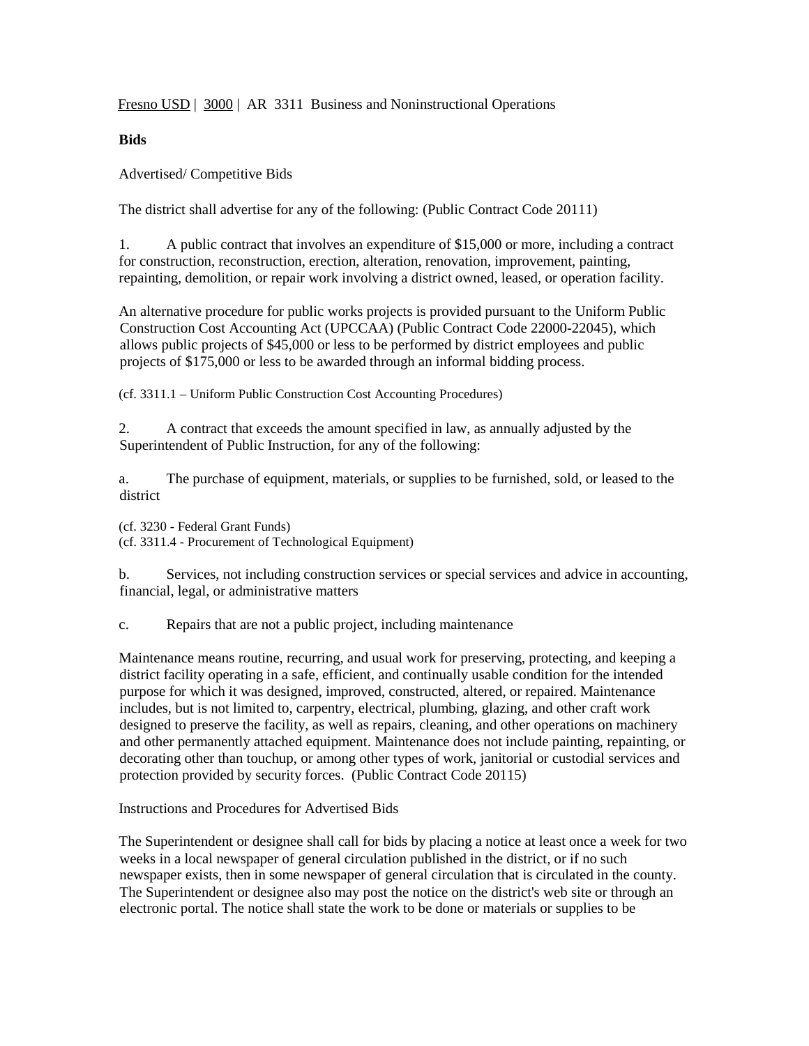Fresno USD | 3000 | AR 3311 Business and Noninstructional Operations

**Bids**

Advertised/ Competitive Bids

The district shall advertise for any of the following: (Public Contract Code 20111)

1. A public contract that involves an expenditure of $15,000 or more, including a contract for construction, reconstruction, erection, alteration, renovation, improvement, painting, repainting, demolition, or repair work involving a district owned, leased, or operation facility.

An alternative procedure for public works projects is provided pursuant to the Uniform Public Construction Cost Accounting Act (UPCCAA) (Public Contract Code 22000-22045), which allows public projects of $45,000 or less to be performed by district employees and public projects of $175,000 or less to be awarded through an informal bidding process.

(cf. 3311.1 – Uniform Public Construction Cost Accounting Procedures)

2. A contract that exceeds the amount specified in law, as annually adjusted by the Superintendent of Public Instruction, for any of the following:

a. The purchase of equipment, materials, or supplies to be furnished, sold, or leased to the district

(cf. 3230 - Federal Grant Funds)
(cf. 3311.4 - Procurement of Technological Equipment)

b. Services, not including construction services or special services and advice in accounting, financial, legal, or administrative matters

c. Repairs that are not a public project, including maintenance

Maintenance means routine, recurring, and usual work for preserving, protecting, and keeping a district facility operating in a safe, efficient, and continually usable condition for the intended purpose for which it was designed, improved, constructed, altered, or repaired. Maintenance includes, but is not limited to, carpentry, electrical, plumbing, glazing, and other craft work designed to preserve the facility, as well as repairs, cleaning, and other operations on machinery and other permanently attached equipment. Maintenance does not include painting, repainting, or decorating other than touchup, or among other types of work, janitorial or custodial services and protection provided by security forces. (Public Contract Code 20115)

Instructions and Procedures for Advertised Bids

The Superintendent or designee shall call for bids by placing a notice at least once a week for two weeks in a local newspaper of general circulation published in the district, or if no such newspaper exists, then in some newspaper of general circulation that is circulated in the county. The Superintendent or designee also may post the notice on the district's web site or through an electronic portal. The notice shall state the work to be done or materials or supplies to be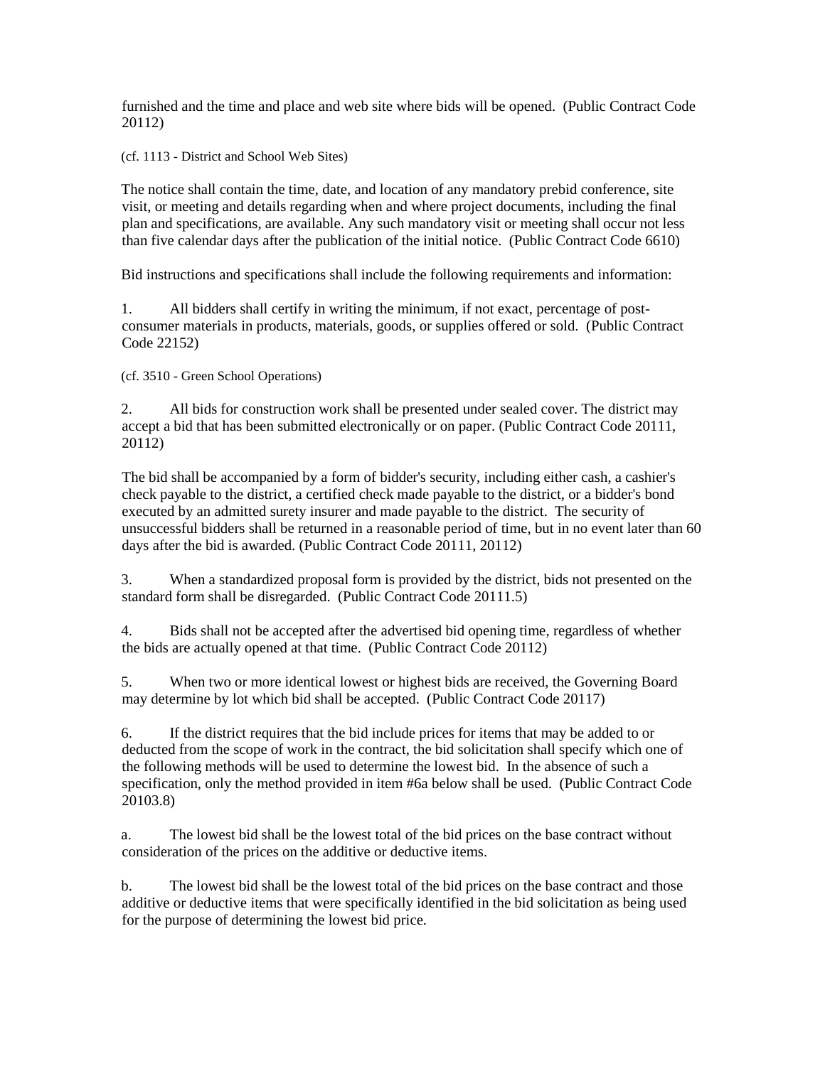furnished and the time and place and web site where bids will be opened. (Public Contract Code 20112)

(cf. 1113 - District and School Web Sites)

The notice shall contain the time, date, and location of any mandatory prebid conference, site visit, or meeting and details regarding when and where project documents, including the final plan and specifications, are available. Any such mandatory visit or meeting shall occur not less than five calendar days after the publication of the initial notice. (Public Contract Code 6610)

Bid instructions and specifications shall include the following requirements and information:

1. All bidders shall certify in writing the minimum, if not exact, percentage of post-consumer materials in products, materials, goods, or supplies offered or sold. (Public Contract Code 22152)

(cf. 3510 - Green School Operations)

2. All bids for construction work shall be presented under sealed cover. The district may accept a bid that has been submitted electronically or on paper. (Public Contract Code 20111, 20112)

The bid shall be accompanied by a form of bidder's security, including either cash, a cashier's check payable to the district, a certified check made payable to the district, or a bidder's bond executed by an admitted surety insurer and made payable to the district. The security of unsuccessful bidders shall be returned in a reasonable period of time, but in no event later than 60 days after the bid is awarded. (Public Contract Code 20111, 20112)

3. When a standardized proposal form is provided by the district, bids not presented on the standard form shall be disregarded. (Public Contract Code 20111.5)

4. Bids shall not be accepted after the advertised bid opening time, regardless of whether the bids are actually opened at that time. (Public Contract Code 20112)

5. When two or more identical lowest or highest bids are received, the Governing Board may determine by lot which bid shall be accepted. (Public Contract Code 20117)

6. If the district requires that the bid include prices for items that may be added to or deducted from the scope of work in the contract, the bid solicitation shall specify which one of the following methods will be used to determine the lowest bid. In the absence of such a specification, only the method provided in item #6a below shall be used. (Public Contract Code 20103.8)

a. The lowest bid shall be the lowest total of the bid prices on the base contract without consideration of the prices on the additive or deductive items.

b. The lowest bid shall be the lowest total of the bid prices on the base contract and those additive or deductive items that were specifically identified in the bid solicitation as being used for the purpose of determining the lowest bid price.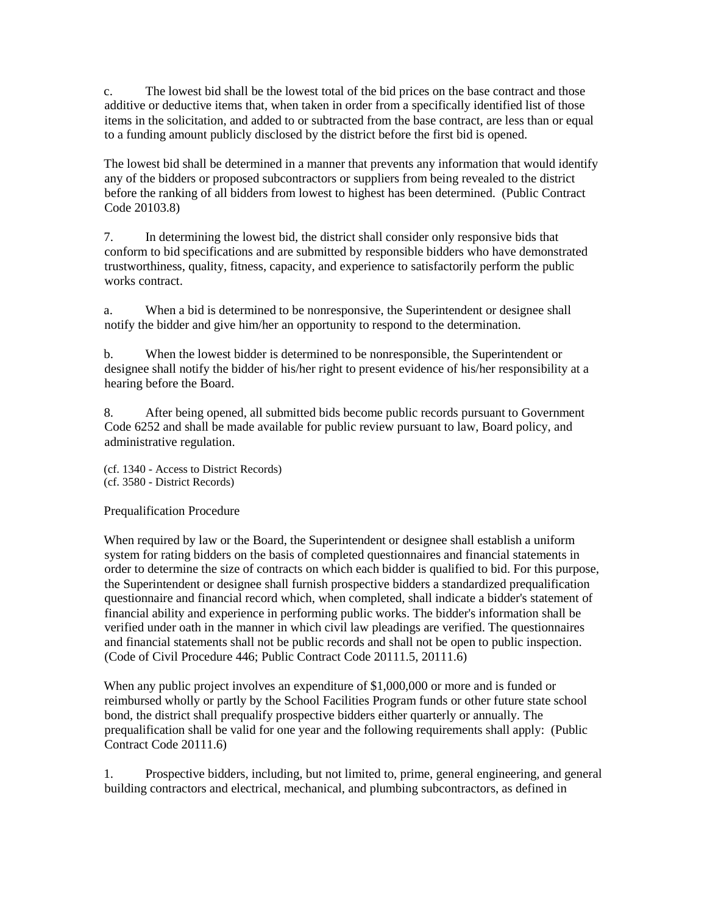c. The lowest bid shall be the lowest total of the bid prices on the base contract and those additive or deductive items that, when taken in order from a specifically identified list of those items in the solicitation, and added to or subtracted from the base contract, are less than or equal to a funding amount publicly disclosed by the district before the first bid is opened.

The lowest bid shall be determined in a manner that prevents any information that would identify any of the bidders or proposed subcontractors or suppliers from being revealed to the district before the ranking of all bidders from lowest to highest has been determined. (Public Contract Code 20103.8)

7. In determining the lowest bid, the district shall consider only responsive bids that conform to bid specifications and are submitted by responsible bidders who have demonstrated trustworthiness, quality, fitness, capacity, and experience to satisfactorily perform the public works contract.

a. When a bid is determined to be nonresponsive, the Superintendent or designee shall notify the bidder and give him/her an opportunity to respond to the determination.

b. When the lowest bidder is determined to be nonresponsible, the Superintendent or designee shall notify the bidder of his/her right to present evidence of his/her responsibility at a hearing before the Board.

8. After being opened, all submitted bids become public records pursuant to Government Code 6252 and shall be made available for public review pursuant to law, Board policy, and administrative regulation.

(cf. 1340 - Access to District Records)
(cf. 3580 - District Records)

Prequalification Procedure

When required by law or the Board, the Superintendent or designee shall establish a uniform system for rating bidders on the basis of completed questionnaires and financial statements in order to determine the size of contracts on which each bidder is qualified to bid. For this purpose, the Superintendent or designee shall furnish prospective bidders a standardized prequalification questionnaire and financial record which, when completed, shall indicate a bidder's statement of financial ability and experience in performing public works. The bidder's information shall be verified under oath in the manner in which civil law pleadings are verified. The questionnaires and financial statements shall not be public records and shall not be open to public inspection. (Code of Civil Procedure 446; Public Contract Code 20111.5, 20111.6)

When any public project involves an expenditure of $1,000,000 or more and is funded or reimbursed wholly or partly by the School Facilities Program funds or other future state school bond, the district shall prequalify prospective bidders either quarterly or annually. The prequalification shall be valid for one year and the following requirements shall apply: (Public Contract Code 20111.6)

1. Prospective bidders, including, but not limited to, prime, general engineering, and general building contractors and electrical, mechanical, and plumbing subcontractors, as defined in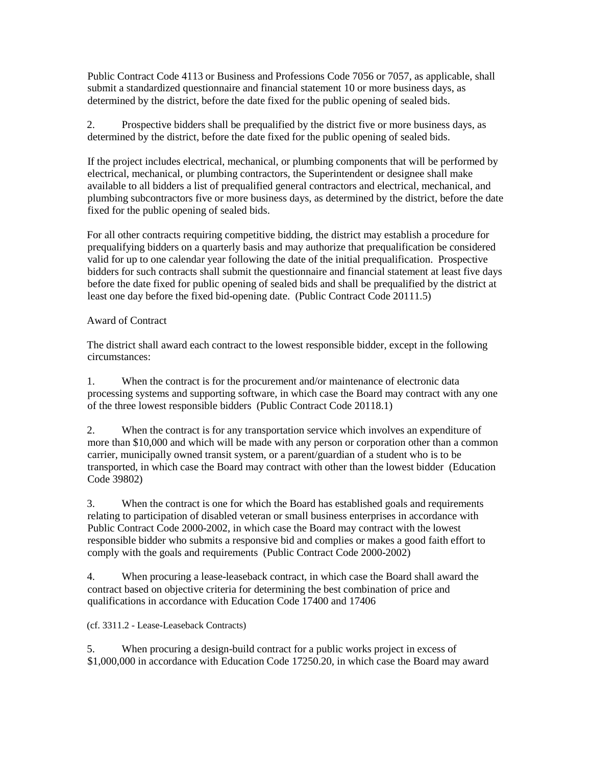Public Contract Code 4113 or Business and Professions Code 7056 or 7057, as applicable, shall submit a standardized questionnaire and financial statement 10 or more business days, as determined by the district, before the date fixed for the public opening of sealed bids.

2. Prospective bidders shall be prequalified by the district five or more business days, as determined by the district, before the date fixed for the public opening of sealed bids.

If the project includes electrical, mechanical, or plumbing components that will be performed by electrical, mechanical, or plumbing contractors, the Superintendent or designee shall make available to all bidders a list of prequalified general contractors and electrical, mechanical, and plumbing subcontractors five or more business days, as determined by the district, before the date fixed for the public opening of sealed bids.

For all other contracts requiring competitive bidding, the district may establish a procedure for prequalifying bidders on a quarterly basis and may authorize that prequalification be considered valid for up to one calendar year following the date of the initial prequalification. Prospective bidders for such contracts shall submit the questionnaire and financial statement at least five days before the date fixed for public opening of sealed bids and shall be prequalified by the district at least one day before the fixed bid-opening date. (Public Contract Code 20111.5)

Award of Contract

The district shall award each contract to the lowest responsible bidder, except in the following circumstances:

1. When the contract is for the procurement and/or maintenance of electronic data processing systems and supporting software, in which case the Board may contract with any one of the three lowest responsible bidders (Public Contract Code 20118.1)

2. When the contract is for any transportation service which involves an expenditure of more than $10,000 and which will be made with any person or corporation other than a common carrier, municipally owned transit system, or a parent/guardian of a student who is to be transported, in which case the Board may contract with other than the lowest bidder (Education Code 39802)

3. When the contract is one for which the Board has established goals and requirements relating to participation of disabled veteran or small business enterprises in accordance with Public Contract Code 2000-2002, in which case the Board may contract with the lowest responsible bidder who submits a responsive bid and complies or makes a good faith effort to comply with the goals and requirements (Public Contract Code 2000-2002)

4. When procuring a lease-leaseback contract, in which case the Board shall award the contract based on objective criteria for determining the best combination of price and qualifications in accordance with Education Code 17400 and 17406

(cf. 3311.2 - Lease-Leaseback Contracts)

5. When procuring a design-build contract for a public works project in excess of $1,000,000 in accordance with Education Code 17250.20, in which case the Board may award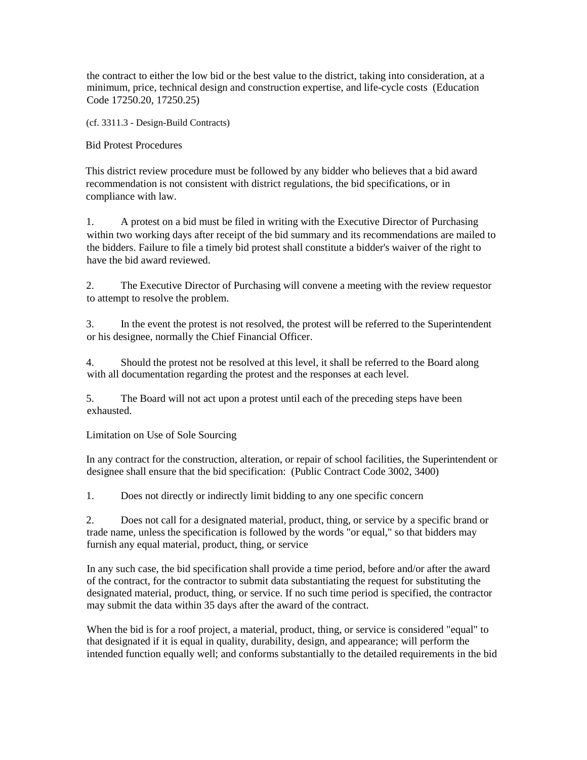the contract to either the low bid or the best value to the district, taking into consideration, at a minimum, price, technical design and construction expertise, and life-cycle costs (Education Code 17250.20, 17250.25)

(cf. 3311.3 - Design-Build Contracts)

Bid Protest Procedures

This district review procedure must be followed by any bidder who believes that a bid award recommendation is not consistent with district regulations, the bid specifications, or in compliance with law.

1. A protest on a bid must be filed in writing with the Executive Director of Purchasing within two working days after receipt of the bid summary and its recommendations are mailed to the bidders. Failure to file a timely bid protest shall constitute a bidder's waiver of the right to have the bid award reviewed.

2. The Executive Director of Purchasing will convene a meeting with the review requestor to attempt to resolve the problem.

3. In the event the protest is not resolved, the protest will be referred to the Superintendent or his designee, normally the Chief Financial Officer.

4. Should the protest not be resolved at this level, it shall be referred to the Board along with all documentation regarding the protest and the responses at each level.

5. The Board will not act upon a protest until each of the preceding steps have been exhausted.

Limitation on Use of Sole Sourcing

In any contract for the construction, alteration, or repair of school facilities, the Superintendent or designee shall ensure that the bid specification: (Public Contract Code 3002, 3400)

1. Does not directly or indirectly limit bidding to any one specific concern

2. Does not call for a designated material, product, thing, or service by a specific brand or trade name, unless the specification is followed by the words "or equal," so that bidders may furnish any equal material, product, thing, or service

In any such case, the bid specification shall provide a time period, before and/or after the award of the contract, for the contractor to submit data substantiating the request for substituting the designated material, product, thing, or service. If no such time period is specified, the contractor may submit the data within 35 days after the award of the contract.

When the bid is for a roof project, a material, product, thing, or service is considered "equal" to that designated if it is equal in quality, durability, design, and appearance; will perform the intended function equally well; and conforms substantially to the detailed requirements in the bid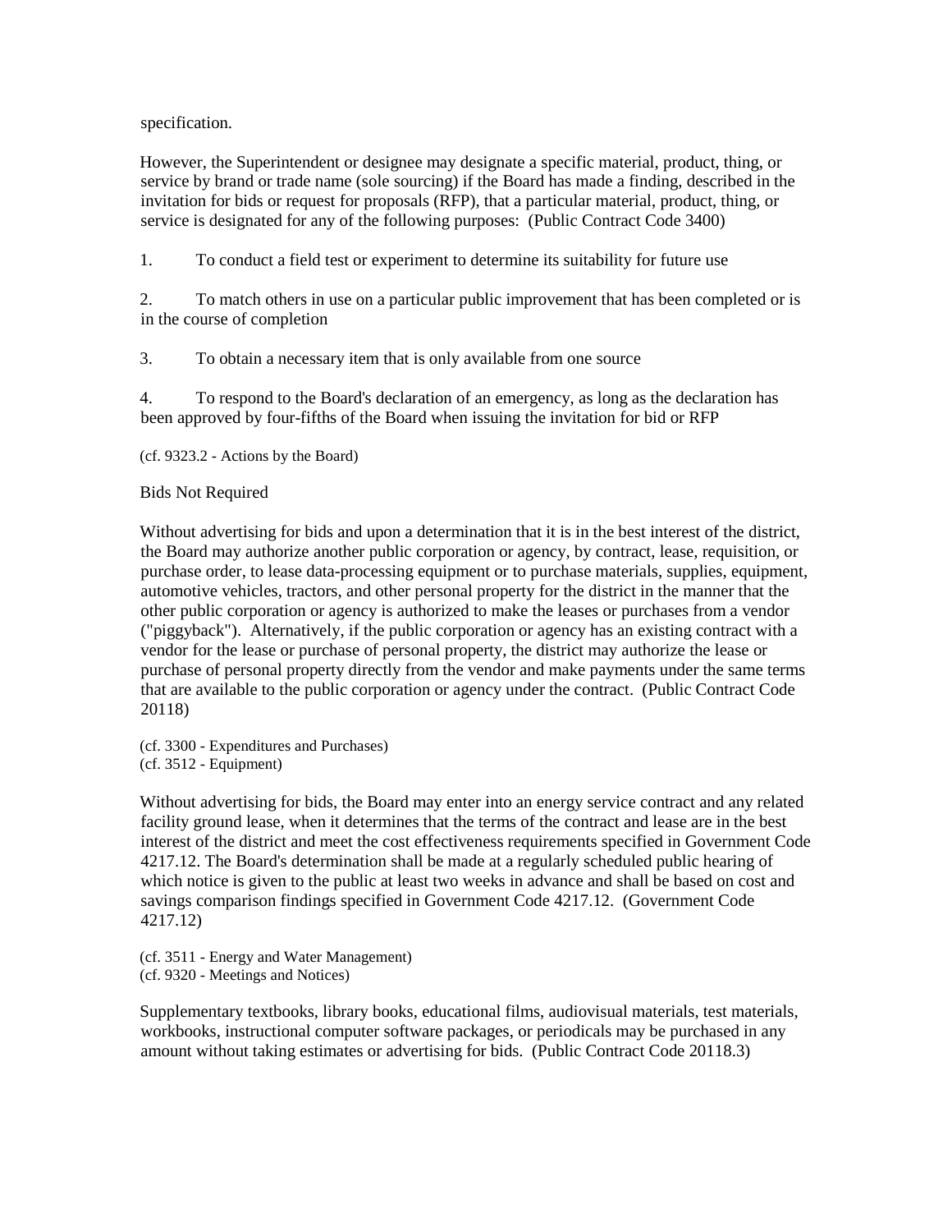specification.

However, the Superintendent or designee may designate a specific material, product, thing, or service by brand or trade name (sole sourcing) if the Board has made a finding, described in the invitation for bids or request for proposals (RFP), that a particular material, product, thing, or service is designated for any of the following purposes: (Public Contract Code 3400)

1. To conduct a field test or experiment to determine its suitability for future use

2. To match others in use on a particular public improvement that has been completed or is in the course of completion

3. To obtain a necessary item that is only available from one source

4. To respond to the Board's declaration of an emergency, as long as the declaration has been approved by four-fifths of the Board when issuing the invitation for bid or RFP

(cf. 9323.2 - Actions by the Board)

Bids Not Required

Without advertising for bids and upon a determination that it is in the best interest of the district, the Board may authorize another public corporation or agency, by contract, lease, requisition, or purchase order, to lease data-processing equipment or to purchase materials, supplies, equipment, automotive vehicles, tractors, and other personal property for the district in the manner that the other public corporation or agency is authorized to make the leases or purchases from a vendor ("piggyback"). Alternatively, if the public corporation or agency has an existing contract with a vendor for the lease or purchase of personal property, the district may authorize the lease or purchase of personal property directly from the vendor and make payments under the same terms that are available to the public corporation or agency under the contract. (Public Contract Code 20118)

(cf. 3300 - Expenditures and Purchases)
(cf. 3512 - Equipment)

Without advertising for bids, the Board may enter into an energy service contract and any related facility ground lease, when it determines that the terms of the contract and lease are in the best interest of the district and meet the cost effectiveness requirements specified in Government Code 4217.12. The Board's determination shall be made at a regularly scheduled public hearing of which notice is given to the public at least two weeks in advance and shall be based on cost and savings comparison findings specified in Government Code 4217.12. (Government Code 4217.12)

(cf. 3511 - Energy and Water Management)
(cf. 9320 - Meetings and Notices)

Supplementary textbooks, library books, educational films, audiovisual materials, test materials, workbooks, instructional computer software packages, or periodicals may be purchased in any amount without taking estimates or advertising for bids. (Public Contract Code 20118.3)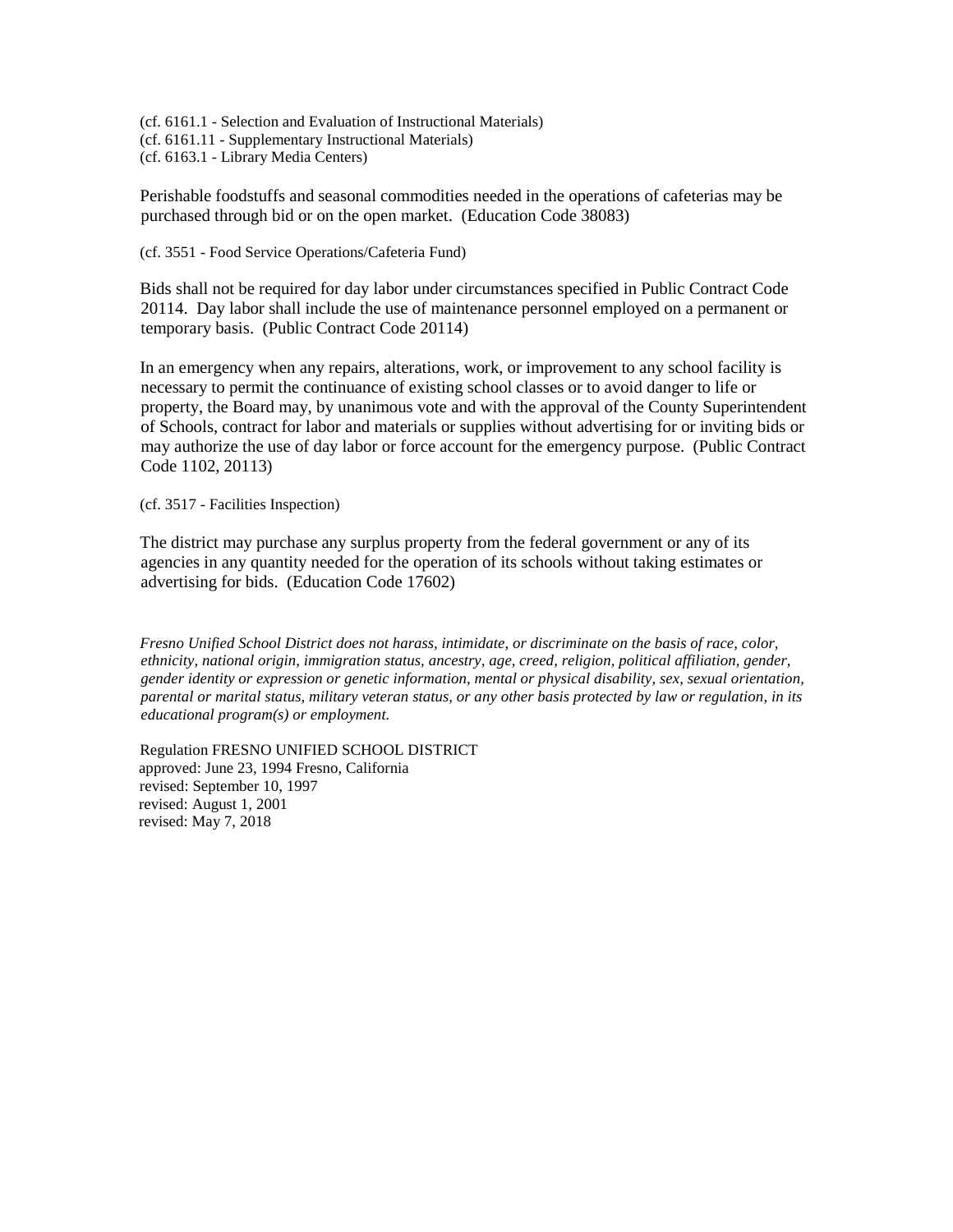(cf. 6161.1 - Selection and Evaluation of Instructional Materials)
(cf. 6161.11 - Supplementary Instructional Materials)
(cf. 6163.1 - Library Media Centers)

Perishable foodstuffs and seasonal commodities needed in the operations of cafeterias may be purchased through bid or on the open market. (Education Code 38083)

(cf. 3551 - Food Service Operations/Cafeteria Fund)

Bids shall not be required for day labor under circumstances specified in Public Contract Code 20114. Day labor shall include the use of maintenance personnel employed on a permanent or temporary basis. (Public Contract Code 20114)

In an emergency when any repairs, alterations, work, or improvement to any school facility is necessary to permit the continuance of existing school classes or to avoid danger to life or property, the Board may, by unanimous vote and with the approval of the County Superintendent of Schools, contract for labor and materials or supplies without advertising for or inviting bids or may authorize the use of day labor or force account for the emergency purpose. (Public Contract Code 1102, 20113)

(cf. 3517 - Facilities Inspection)

The district may purchase any surplus property from the federal government or any of its agencies in any quantity needed for the operation of its schools without taking estimates or advertising for bids. (Education Code 17602)

*Fresno Unified School District does not harass, intimidate, or discriminate on the basis of race, color, ethnicity, national origin, immigration status, ancestry, age, creed, religion, political affiliation, gender, gender identity or expression or genetic information, mental or physical disability, sex, sexual orientation, parental or marital status, military veteran status, or any other basis protected by law or regulation, in its educational program(s) or employment.*

Regulation FRESNO UNIFIED SCHOOL DISTRICT
approved: June 23, 1994 Fresno, California
revised: September 10, 1997
revised: August 1, 2001
revised: May 7, 2018